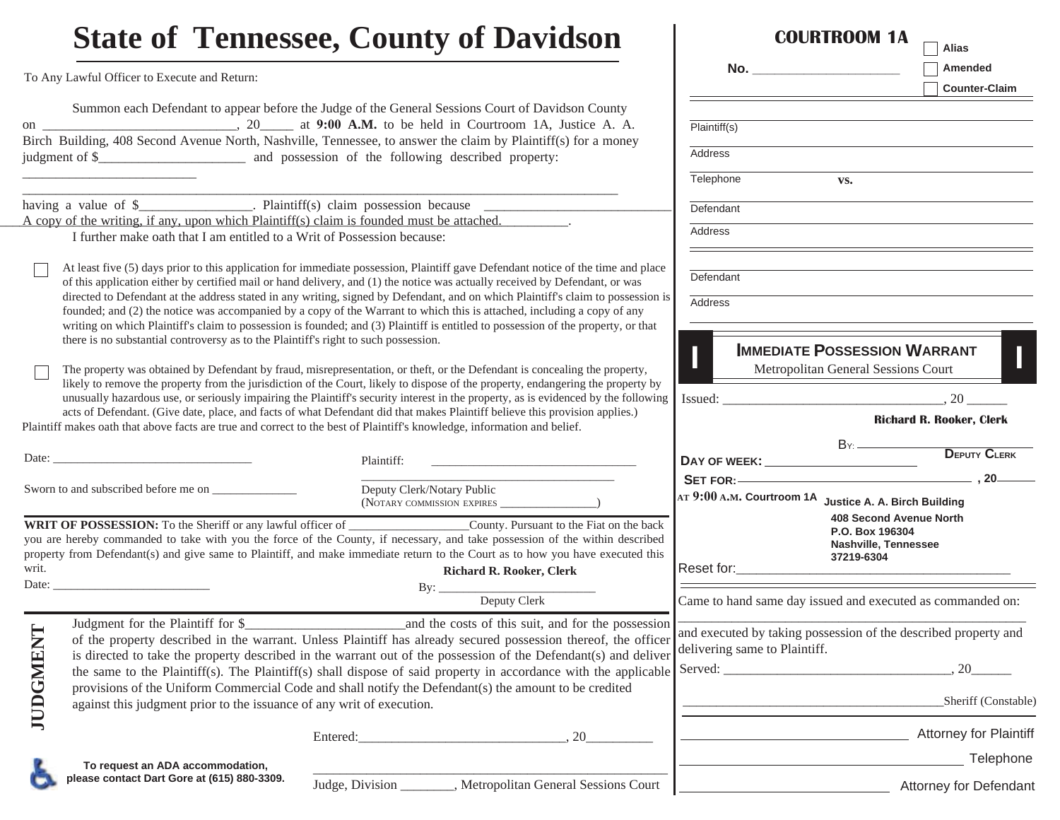# State of Tennessee, County of Davidson

To Any Lawful Officer to Execute and Return:

Summon each Defendant to appear before the Judge of the General Sessions Court of Davidson County on ____________________________, 20_____ at **9:00 A.M.** to be held in Courtroom 1A, Justice A. A. Birch Building, 408 Second Avenue North, Nashville, Tennessee, to answer the claim by Plaintiff(s) for a money judgment of $______________________ and possession of the following described property: _________________________

_____________________________________________________________________________________

having a value of $_________________. Plaintiff(s) claim possession because ____________________________

A copy of the writing, if any, upon which Plaintiff(s) claim is founded must be attached.__________.

I further make oath that I am entitled to a Writ of Possession because:

☐ At least five (5) days prior to this application for immediate possession, Plaintiff gave Defendant notice of the time and place of this application either by certified mail or hand delivery, and (1) the notice was actually received by Defendant, or was directed to Defendant at the address stated in any writing, signed by Defendant, and on which Plaintiff's claim to possession is founded; and (2) the notice was accompanied by a copy of the Warrant to which this is attached, including a copy of any writing on which Plaintiff's claim to possession is founded; and (3) Plaintiff is entitled to possession of the property, or that there is no substantial controversy as to the Plaintiff's right to such possession.

☐ The property was obtained by Defendant by fraud, misrepresentation, or theft, or the Defendant is concealing the property, likely to remove the property from the jurisdiction of the Court, likely to dispose of the property, endangering the property by unusually hazardous use, or seriously impairing the Plaintiff's security interest in the property, as is evidenced by the following acts of Defendant. (Give date, place, and facts of what Defendant did that makes Plaintiff believe this provision applies.)

Plaintiff makes oath that above facts are true and correct to the best of Plaintiff's knowledge, information and belief.

Date: _________________________________ Plaintiff: _________________________________

_________________________________

Sworn to and subscribed before me on ______________ Deputy Clerk/Notary Public (NOTARY COMMISSION EXPIRES ________________)

**WRIT OF POSSESSION:** To the Sheriff or any lawful officer of ___________________County. Pursuant to the Fiat on the back you are hereby commanded to take with you the force of the County, if necessary, and take possession of the within described property from Defendant(s) and give same to Plaintiff, and make immediate return to the Court as to how you have executed this writ.

Date: __________________________

**Richard R. Rooker, Clerk**

By: __________________________

Deputy Clerk

**JUDGMENT**

Judgment for the Plaintiff for $_______________________and the costs of this suit, and for the possession of the property described in the warrant. Unless Plaintiff has already secured possession thereof, the officer is directed to take the property described in the warrant out of the possession of the Defendant(s) and deliver the same to the Plaintiff(s). The Plaintiff(s) shall dispose of said property in accordance with the applicable provisions of the Uniform Commercial Code and shall notify the Defendant(s) the amount to be credited against this judgment prior to the issuance of any writ of execution.

Entered:_______________________________, 20__________

_____________________________________________________

Judge, Division ________, Metropolitan General Sessions Court

**To request an ADA accommodation, please contact Dart Gore at (615) 880-3309.**

## COURTROOM 1A

☐ Alias
☐ Amended
☐ Counter-Claim

**No.** ____________________

Plaintiff(s)

Address

Telephone **vs.**

Defendant

Address

Defendant

Address

## IMMEDIATE POSSESSION WARRANT

Metropolitan General Sessions Court

Issued: ________________________________, 20 ______

**Richard R. Rooker, Clerk**

BY: ____________________ DEPUTY CLERK

**DAY OF WEEK:** ______________________

**SET FOR:** ________________________________, 20______

**AT 9:00 A.M. Courtroom 1A** **Justice A. A. Birch Building**
**408 Second Avenue North**
**P.O. Box 196304**
**Nashville, Tennessee**
**37219-6304**

Reset for:_________________________________________

Came to hand same day issued and executed as commanded on:

_____________________________________________________

and executed by taking possession of the described property and delivering same to Plaintiff.

Served: _________________________________, 20______

_________________________________________Sheriff (Constable)

________________________________ Attorney for Plaintiff

________________________________________ Telephone

______________________________ Attorney for Defendant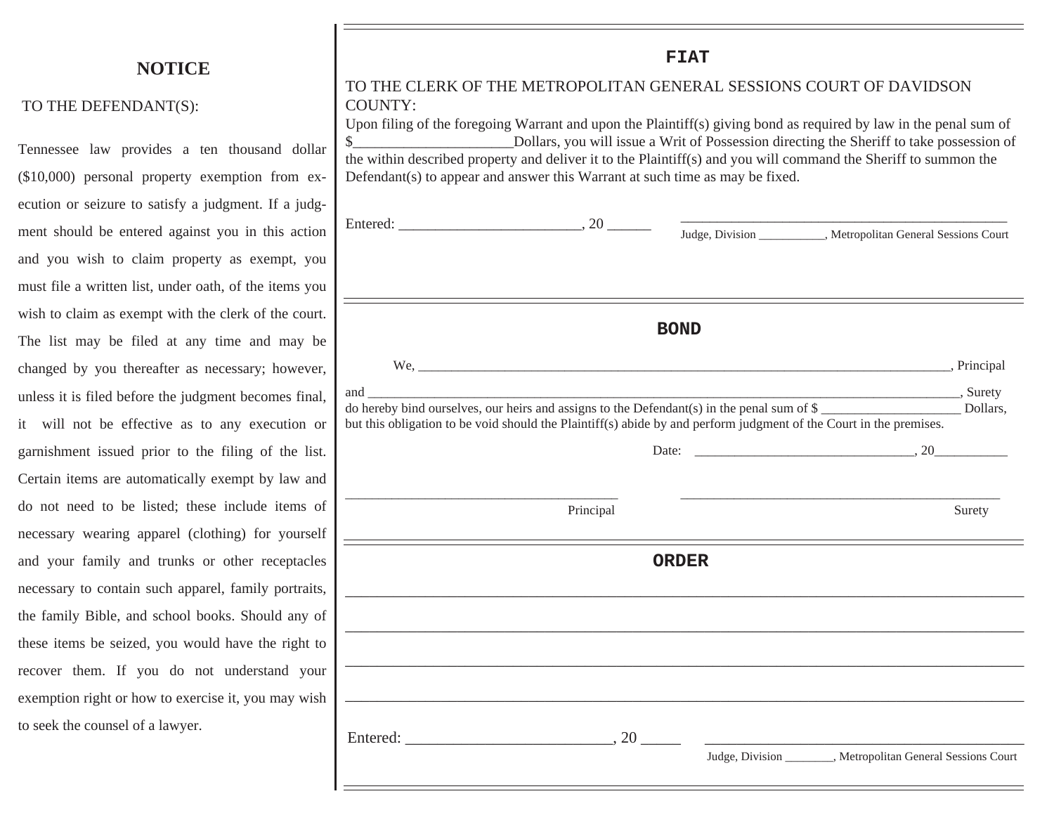## NOTICE

TO THE DEFENDANT(S):

Tennessee law provides a ten thousand dollar ($10,000) personal property exemption from execution or seizure to satisfy a judgment. If a judgment should be entered against you in this action and you wish to claim property as exempt, you must file a written list, under oath, of the items you wish to claim as exempt with the clerk of the court. The list may be filed at any time and may be changed by you thereafter as necessary; however, unless it is filed before the judgment becomes final, it will not be effective as to any execution or garnishment issued prior to the filing of the list. Certain items are automatically exempt by law and do not need to be listed; these include items of necessary wearing apparel (clothing) for yourself and your family and trunks or other receptacles necessary to contain such apparel, family portraits, the family Bible, and school books. Should any of these items be seized, you would have the right to recover them. If you do not understand your exemption right or how to exercise it, you may wish to seek the counsel of a lawyer.

## FIAT

TO THE CLERK OF THE METROPOLITAN GENERAL SESSIONS COURT OF DAVIDSON COUNTY:

Upon filing of the foregoing Warrant and upon the Plaintiff(s) giving bond as required by law in the penal sum of $_____________________Dollars, you will issue a Writ of Possession directing the Sheriff to take possession of the within described property and deliver it to the Plaintiff(s) and you will command the Sheriff to summon the Defendant(s) to appear and answer this Warrant at such time as may be fixed.

Entered: ________________________, 20 ______

_______________________________________________
Judge, Division ___________, Metropolitan General Sessions Court

## BOND

We, ______________________________________________________________________________, Principal

and ____________________________________________________________________________________, Surety

do hereby bind ourselves, our heirs and assigns to the Defendant(s) in the penal sum of $ _____________________ Dollars, but this obligation to be void should the Plaintiff(s) abide by and perform judgment of the Court in the premises.

Date: _________________________________, 20___________

_______________________________________
Principal

_______________________________________________
Surety

## ORDER

_______________________________________________________________________________________________

_______________________________________________________________________________________________

_______________________________________________________________________________________________

_______________________________________________________________________________________________

Entered: __________________________, 20 _____

_______________________________________________
Judge, Division ________, Metropolitan General Sessions Court